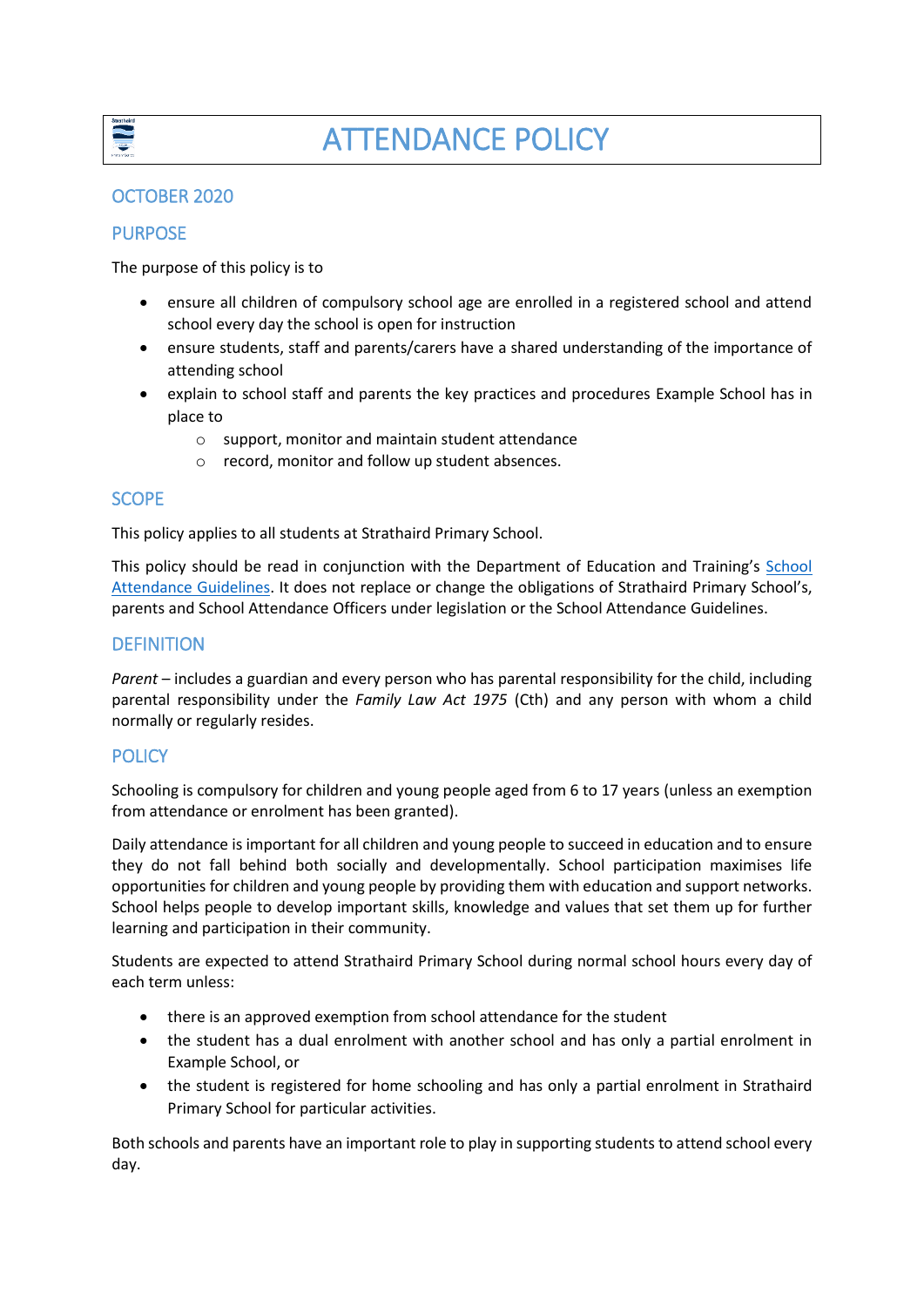# ATTENDANCE POLICY

## OCTOBER 2020

## PURPOSE

The purpose of this policy is to

- ensure all children of compulsory school age are enrolled in a registered school and attend school every day the school is open for instruction
- ensure students, staff and parents/carers have a shared understanding of the importance of attending school
- explain to school staff and parents the key practices and procedures Example School has in place to
    - support, monitor and maintain student attendance
    - record, monitor and follow up student absences.

## SCOPE

This policy applies to all students at Strathaird Primary School.

This policy should be read in conjunction with the Department of Education and Training's School Attendance Guidelines. It does not replace or change the obligations of Strathaird Primary School's, parents and School Attendance Officers under legislation or the School Attendance Guidelines.

## DEFINITION

*Parent* – includes a guardian and every person who has parental responsibility for the child, including parental responsibility under the *Family Law Act 1975* (Cth) and any person with whom a child normally or regularly resides.

## POLICY

Schooling is compulsory for children and young people aged from 6 to 17 years (unless an exemption from attendance or enrolment has been granted).

Daily attendance is important for all children and young people to succeed in education and to ensure they do not fall behind both socially and developmentally. School participation maximises life opportunities for children and young people by providing them with education and support networks. School helps people to develop important skills, knowledge and values that set them up for further learning and participation in their community.

Students are expected to attend Strathaird Primary School during normal school hours every day of each term unless:

- there is an approved exemption from school attendance for the student
- the student has a dual enrolment with another school and has only a partial enrolment in Example School, or
- the student is registered for home schooling and has only a partial enrolment in Strathaird Primary School for particular activities.

Both schools and parents have an important role to play in supporting students to attend school every day.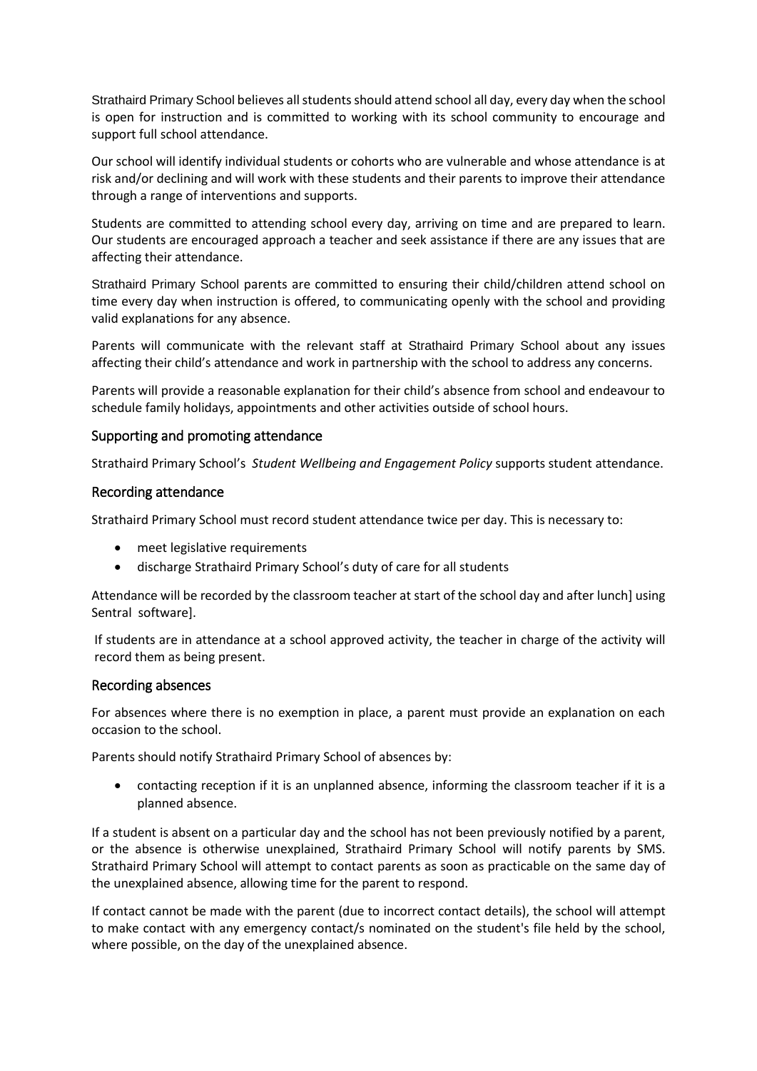Strathaird Primary School believes all students should attend school all day, every day when the school is open for instruction and is committed to working with its school community to encourage and support full school attendance.

Our school will identify individual students or cohorts who are vulnerable and whose attendance is at risk and/or declining and will work with these students and their parents to improve their attendance through a range of interventions and supports.

Students are committed to attending school every day, arriving on time and are prepared to learn. Our students are encouraged approach a teacher and seek assistance if there are any issues that are affecting their attendance.

Strathaird Primary School parents are committed to ensuring their child/children attend school on time every day when instruction is offered, to communicating openly with the school and providing valid explanations for any absence.

Parents will communicate with the relevant staff at Strathaird Primary School about any issues affecting their child's attendance and work in partnership with the school to address any concerns.

Parents will provide a reasonable explanation for their child's absence from school and endeavour to schedule family holidays, appointments and other activities outside of school hours.

## Supporting and promoting attendance

Strathaird Primary School's *Student Wellbeing and Engagement Policy* supports student attendance.

## Recording attendance

Strathaird Primary School must record student attendance twice per day. This is necessary to:

- meet legislative requirements
- discharge Strathaird Primary School's duty of care for all students

Attendance will be recorded by the classroom teacher at start of the school day and after lunch] using Sentral software].

If students are in attendance at a school approved activity, the teacher in charge of the activity will record them as being present.

## Recording absences

For absences where there is no exemption in place, a parent must provide an explanation on each occasion to the school.

Parents should notify Strathaird Primary School of absences by:

- contacting reception if it is an unplanned absence, informing the classroom teacher if it is a planned absence.

If a student is absent on a particular day and the school has not been previously notified by a parent, or the absence is otherwise unexplained, Strathaird Primary School will notify parents by SMS. Strathaird Primary School will attempt to contact parents as soon as practicable on the same day of the unexplained absence, allowing time for the parent to respond.

If contact cannot be made with the parent (due to incorrect contact details), the school will attempt to make contact with any emergency contact/s nominated on the student's file held by the school, where possible, on the day of the unexplained absence.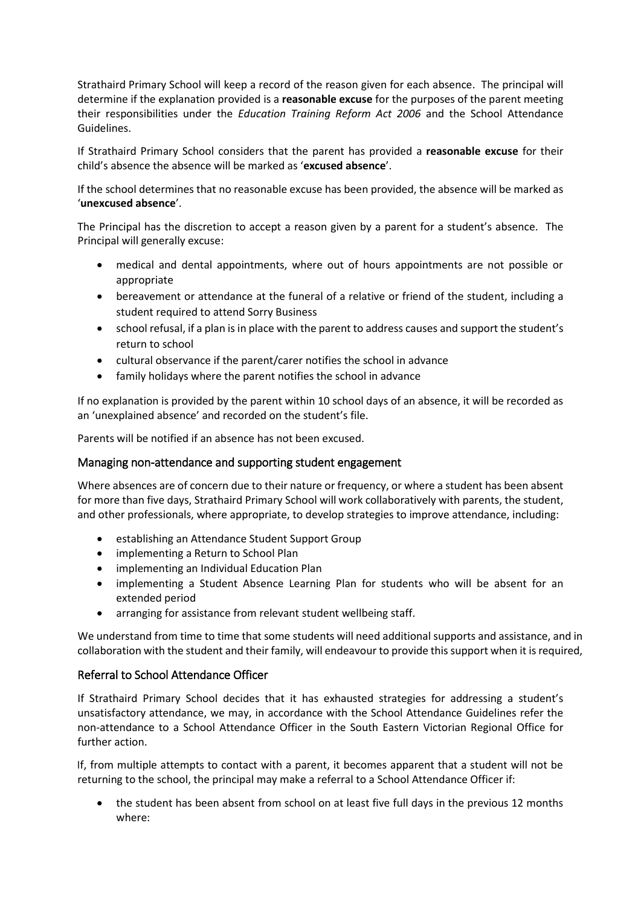Strathaird Primary School will keep a record of the reason given for each absence. The principal will determine if the explanation provided is a **reasonable excuse** for the purposes of the parent meeting their responsibilities under the *Education Training Reform Act 2006* and the School Attendance Guidelines.

If Strathaird Primary School considers that the parent has provided a **reasonable excuse** for their child's absence the absence will be marked as '**excused absence**'.

If the school determines that no reasonable excuse has been provided, the absence will be marked as '**unexcused absence**'.

The Principal has the discretion to accept a reason given by a parent for a student's absence. The Principal will generally excuse:

- medical and dental appointments, where out of hours appointments are not possible or appropriate
- bereavement or attendance at the funeral of a relative or friend of the student, including a student required to attend Sorry Business
- school refusal, if a plan is in place with the parent to address causes and support the student's return to school
- cultural observance if the parent/carer notifies the school in advance
- family holidays where the parent notifies the school in advance

If no explanation is provided by the parent within 10 school days of an absence, it will be recorded as an 'unexplained absence' and recorded on the student's file.

Parents will be notified if an absence has not been excused.

## Managing non-attendance and supporting student engagement

Where absences are of concern due to their nature or frequency, or where a student has been absent for more than five days, Strathaird Primary School will work collaboratively with parents, the student, and other professionals, where appropriate, to develop strategies to improve attendance, including:

- establishing an Attendance Student Support Group
- implementing a Return to School Plan
- implementing an Individual Education Plan
- implementing a Student Absence Learning Plan for students who will be absent for an extended period
- arranging for assistance from relevant student wellbeing staff.

We understand from time to time that some students will need additional supports and assistance, and in collaboration with the student and their family, will endeavour to provide this support when it is required,

## Referral to School Attendance Officer

If Strathaird Primary School decides that it has exhausted strategies for addressing a student's unsatisfactory attendance, we may, in accordance with the School Attendance Guidelines refer the non-attendance to a School Attendance Officer in the South Eastern Victorian Regional Office for further action.

If, from multiple attempts to contact with a parent, it becomes apparent that a student will not be returning to the school, the principal may make a referral to a School Attendance Officer if:

- the student has been absent from school on at least five full days in the previous 12 months where: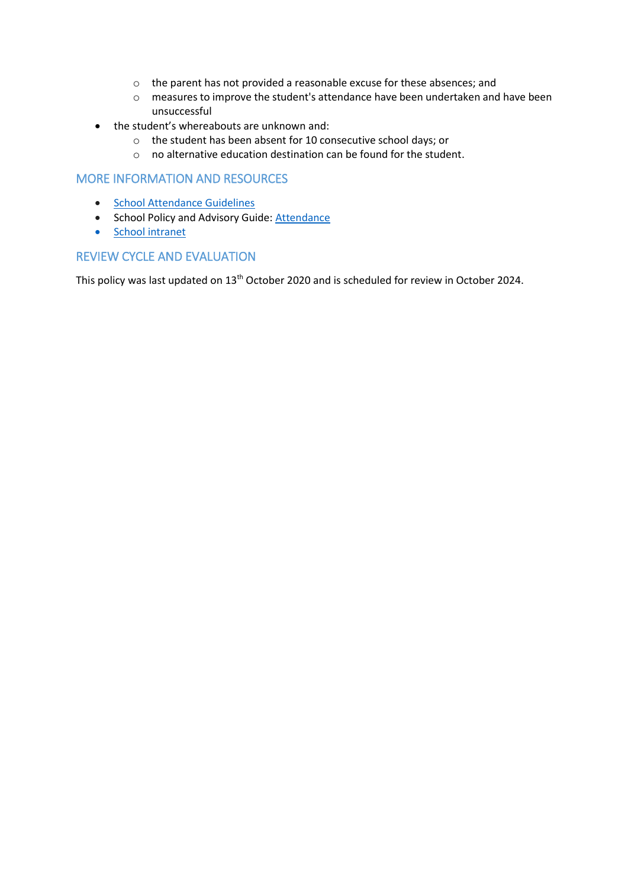- the parent has not provided a reasonable excuse for these absences; and
    - measures to improve the student's attendance have been undertaken and have been unsuccessful
- the student's whereabouts are unknown and:
    - the student has been absent for 10 consecutive school days; or
    - no alternative education destination can be found for the student.

## MORE INFORMATION AND RESOURCES

- School Attendance Guidelines
- School Policy and Advisory Guide: Attendance
- School intranet

## REVIEW CYCLE AND EVALUATION

This policy was last updated on 13th October 2020 and is scheduled for review in October 2024.